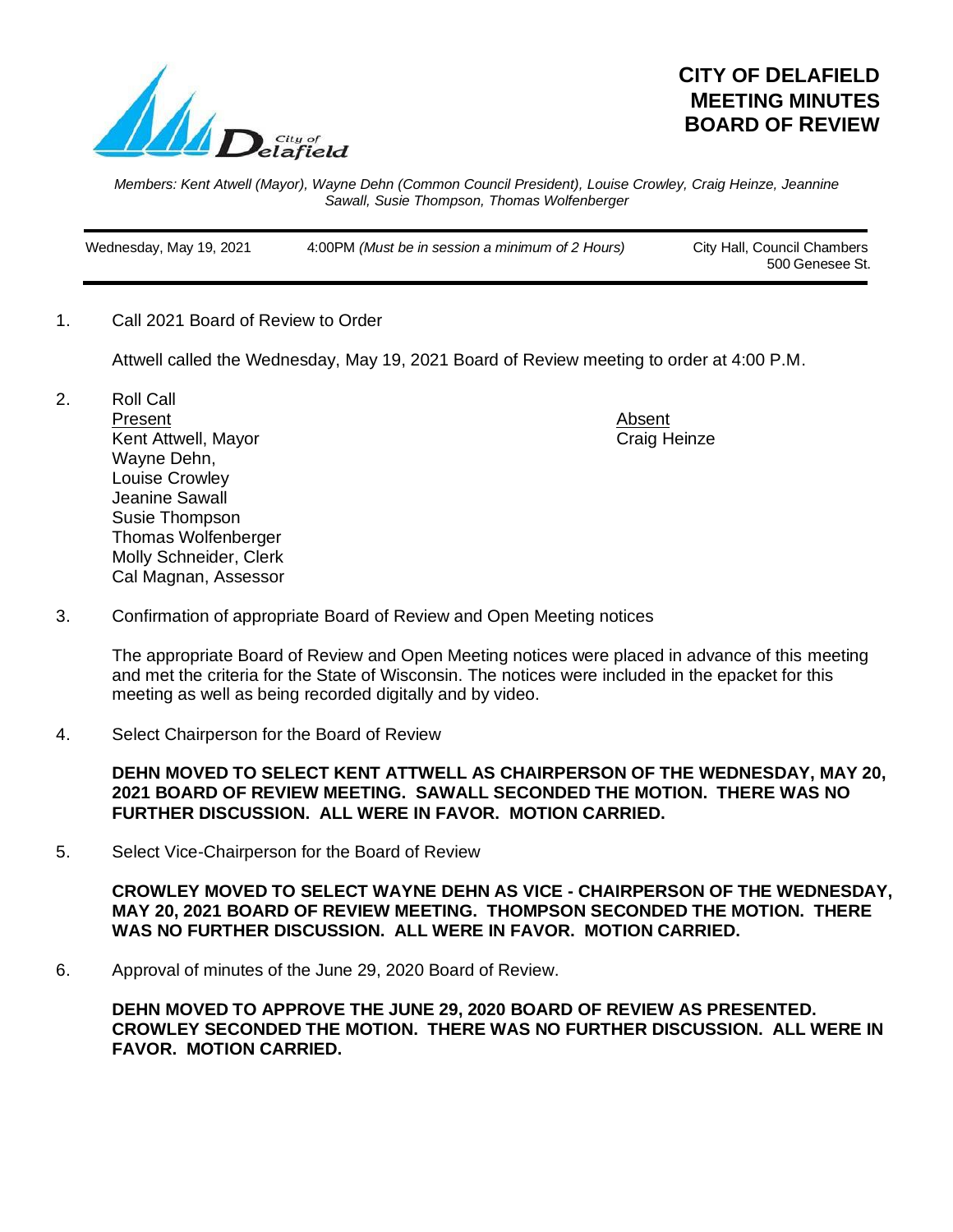# CITY OF DELAFIELD MEETING MINUTES BOARD OF REVIEW

*Members: Kent Atwell (Mayor), Wayne Dehn (Common Council President), Louise Crowley, Craig Heinze, Jeannine Sawall, Susie Thompson, Thomas Wolfenberger*

| Wednesday, May 19, 2021 | 4:00PM *(Must be in session a minimum of 2 Hours)* | City Hall, Council Chambers 500 Genesee St. |
|---|---|---|

1. Call 2021 Board of Review to Order

   Attwell called the Wednesday, May 19, 2021 Board of Review meeting to order at 4:00 P.M.

2. Roll Call

   Present
   Kent Attwell, Mayor
   Wayne Dehn,
   Louise Crowley
   Jeanine Sawall
   Susie Thompson
   Thomas Wolfenberger
   Molly Schneider, Clerk
   Cal Magnan, Assessor

   Absent
   Craig Heinze

3. Confirmation of appropriate Board of Review and Open Meeting notices

   The appropriate Board of Review and Open Meeting notices were placed in advance of this meeting and met the criteria for the State of Wisconsin. The notices were included in the epacket for this meeting as well as being recorded digitally and by video.

4. Select Chairperson for the Board of Review

   **DEHN MOVED TO SELECT KENT ATTWELL AS CHAIRPERSON OF THE WEDNESDAY, MAY 20, 2021 BOARD OF REVIEW MEETING. SAWALL SECONDED THE MOTION. THERE WAS NO FURTHER DISCUSSION. ALL WERE IN FAVOR. MOTION CARRIED.**

5. Select Vice-Chairperson for the Board of Review

   **CROWLEY MOVED TO SELECT WAYNE DEHN AS VICE - CHAIRPERSON OF THE WEDNESDAY, MAY 20, 2021 BOARD OF REVIEW MEETING. THOMPSON SECONDED THE MOTION. THERE WAS NO FURTHER DISCUSSION. ALL WERE IN FAVOR. MOTION CARRIED.**

6. Approval of minutes of the June 29, 2020 Board of Review.

   **DEHN MOVED TO APPROVE THE JUNE 29, 2020 BOARD OF REVIEW AS PRESENTED. CROWLEY SECONDED THE MOTION. THERE WAS NO FURTHER DISCUSSION. ALL WERE IN FAVOR. MOTION CARRIED.**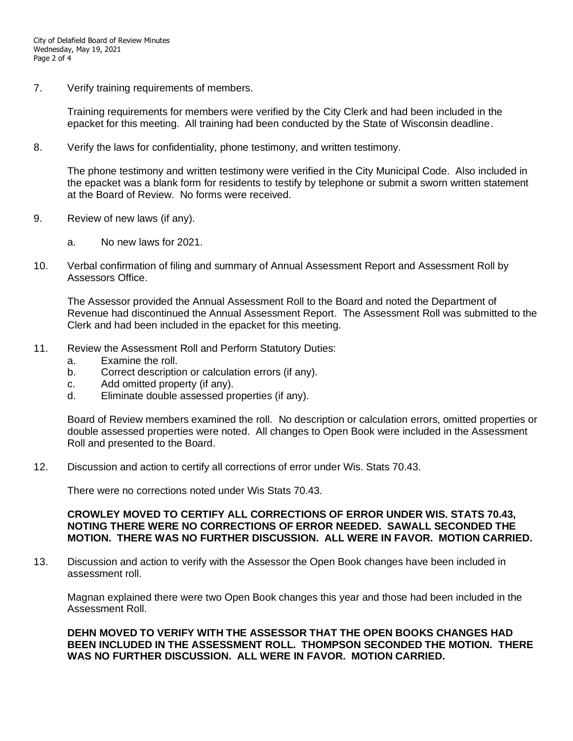7. Verify training requirements of members.

   Training requirements for members were verified by the City Clerk and had been included in the epacket for this meeting. All training had been conducted by the State of Wisconsin deadline.

8. Verify the laws for confidentiality, phone testimony, and written testimony.

   The phone testimony and written testimony were verified in the City Municipal Code. Also included in the epacket was a blank form for residents to testify by telephone or submit a sworn written statement at the Board of Review. No forms were received.

9. Review of new laws (if any).

   a. No new laws for 2021.

10. Verbal confirmation of filing and summary of Annual Assessment Report and Assessment Roll by Assessors Office.

    The Assessor provided the Annual Assessment Roll to the Board and noted the Department of Revenue had discontinued the Annual Assessment Report. The Assessment Roll was submitted to the Clerk and had been included in the epacket for this meeting.

11. Review the Assessment Roll and Perform Statutory Duties:
    a. Examine the roll.
    b. Correct description or calculation errors (if any).
    c. Add omitted property (if any).
    d. Eliminate double assessed properties (if any).

    Board of Review members examined the roll. No description or calculation errors, omitted properties or double assessed properties were noted. All changes to Open Book were included in the Assessment Roll and presented to the Board.

12. Discussion and action to certify all corrections of error under Wis. Stats 70.43.

    There were no corrections noted under Wis Stats 70.43.

    **CROWLEY MOVED TO CERTIFY ALL CORRECTIONS OF ERROR UNDER WIS. STATS 70.43, NOTING THERE WERE NO CORRECTIONS OF ERROR NEEDED. SAWALL SECONDED THE MOTION. THERE WAS NO FURTHER DISCUSSION. ALL WERE IN FAVOR. MOTION CARRIED.**

13. Discussion and action to verify with the Assessor the Open Book changes have been included in assessment roll.

    Magnan explained there were two Open Book changes this year and those had been included in the Assessment Roll.

    **DEHN MOVED TO VERIFY WITH THE ASSESSOR THAT THE OPEN BOOKS CHANGES HAD BEEN INCLUDED IN THE ASSESSMENT ROLL. THOMPSON SECONDED THE MOTION. THERE WAS NO FURTHER DISCUSSION. ALL WERE IN FAVOR. MOTION CARRIED.**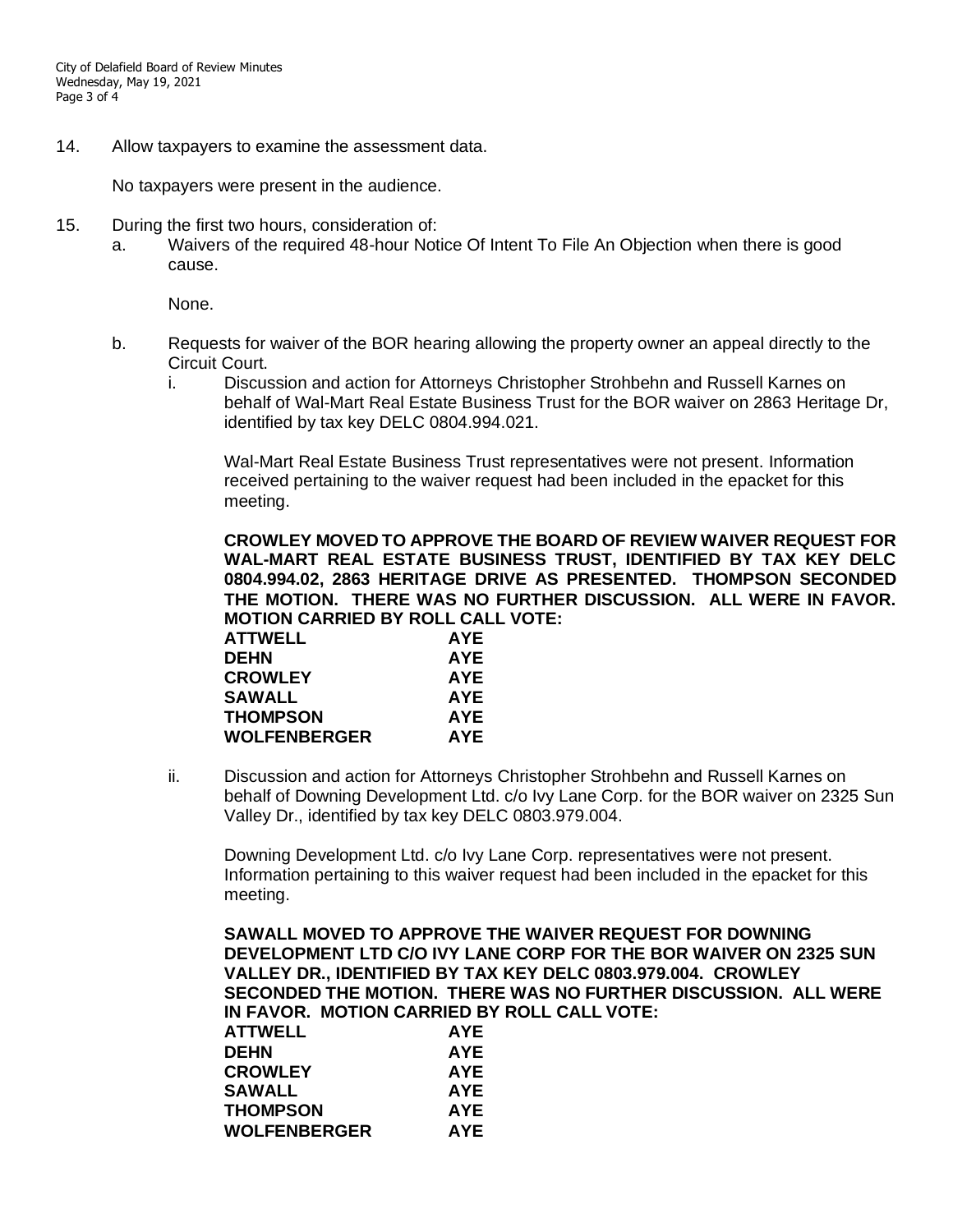14. Allow taxpayers to examine the assessment data.

    No taxpayers were present in the audience.

15. During the first two hours, consideration of:
    a. Waivers of the required 48-hour Notice Of Intent To File An Objection when there is good cause.

       None.

    b. Requests for waiver of the BOR hearing allowing the property owner an appeal directly to the Circuit Court.
       i. Discussion and action for Attorneys Christopher Strohbehn and Russell Karnes on behalf of Wal-Mart Real Estate Business Trust for the BOR waiver on 2863 Heritage Dr, identified by tax key DELC 0804.994.021.

          Wal-Mart Real Estate Business Trust representatives were not present. Information received pertaining to the waiver request had been included in the epacket for this meeting.

          **CROWLEY MOVED TO APPROVE THE BOARD OF REVIEW WAIVER REQUEST FOR WAL-MART REAL ESTATE BUSINESS TRUST, IDENTIFIED BY TAX KEY DELC 0804.994.02, 2863 HERITAGE DRIVE AS PRESENTED. THOMPSON SECONDED THE MOTION. THERE WAS NO FURTHER DISCUSSION. ALL WERE IN FAVOR. MOTION CARRIED BY ROLL CALL VOTE:**

          | | |
          |---|---|
          | **ATTWELL** | **AYE** |
          | **DEHN** | **AYE** |
          | **CROWLEY** | **AYE** |
          | **SAWALL** | **AYE** |
          | **THOMPSON** | **AYE** |
          | **WOLFENBERGER** | **AYE** |

       ii. Discussion and action for Attorneys Christopher Strohbehn and Russell Karnes on behalf of Downing Development Ltd. c/o Ivy Lane Corp. for the BOR waiver on 2325 Sun Valley Dr., identified by tax key DELC 0803.979.004.

           Downing Development Ltd. c/o Ivy Lane Corp. representatives were not present. Information pertaining to this waiver request had been included in the epacket for this meeting.

           **SAWALL MOVED TO APPROVE THE WAIVER REQUEST FOR DOWNING DEVELOPMENT LTD C/O IVY LANE CORP FOR THE BOR WAIVER ON 2325 SUN VALLEY DR., IDENTIFIED BY TAX KEY DELC 0803.979.004. CROWLEY SECONDED THE MOTION. THERE WAS NO FURTHER DISCUSSION. ALL WERE IN FAVOR. MOTION CARRIED BY ROLL CALL VOTE:**

           | | |
           |---|---|
           | **ATTWELL** | **AYE** |
           | **DEHN** | **AYE** |
           | **CROWLEY** | **AYE** |
           | **SAWALL** | **AYE** |
           | **THOMPSON** | **AYE** |
           | **WOLFENBERGER** | **AYE** |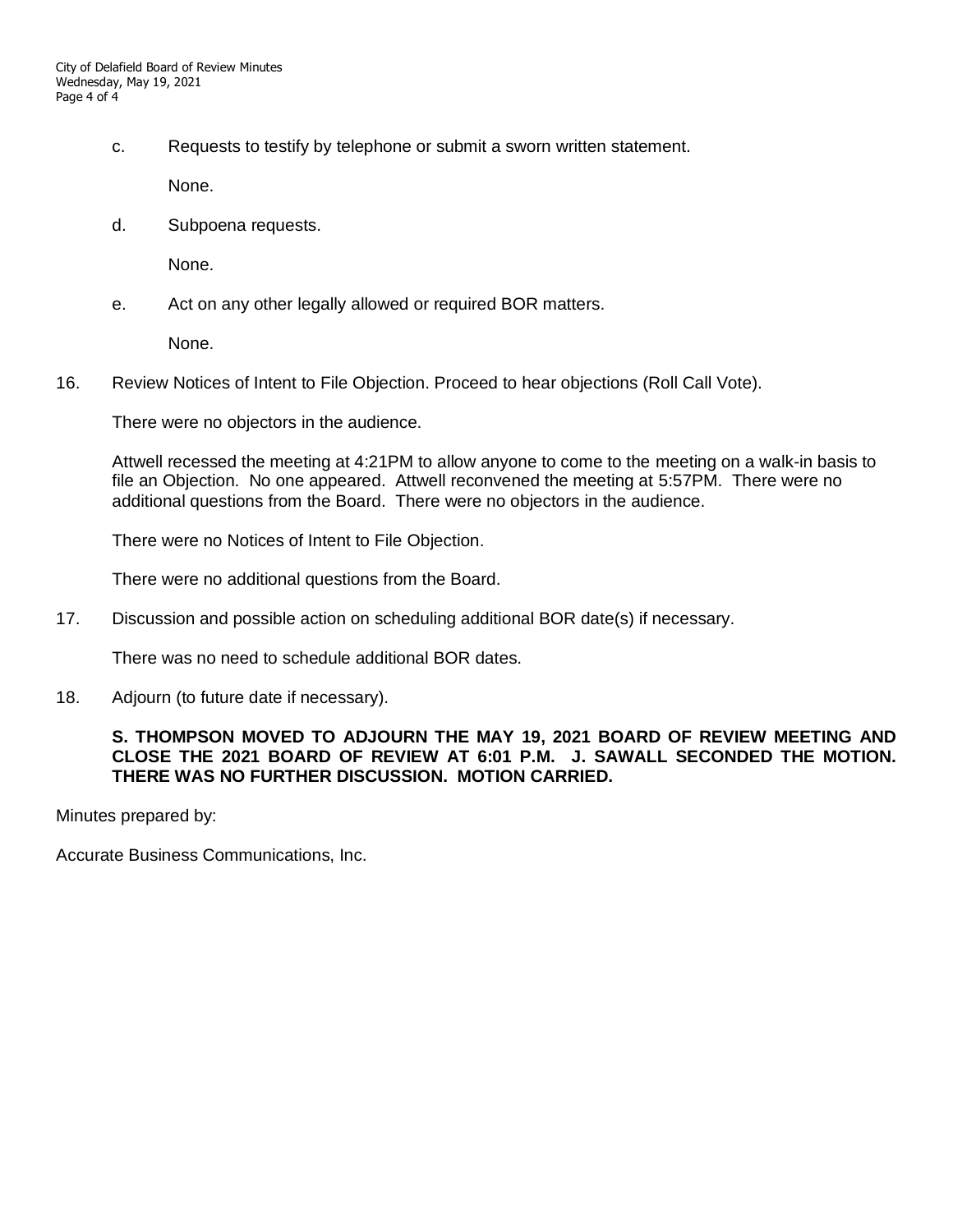c. Requests to testify by telephone or submit a sworn written statement.

None.

d. Subpoena requests.

None.

e. Act on any other legally allowed or required BOR matters.

None.

16. Review Notices of Intent to File Objection. Proceed to hear objections (Roll Call Vote).

There were no objectors in the audience.

Attwell recessed the meeting at 4:21PM to allow anyone to come to the meeting on a walk-in basis to file an Objection. No one appeared. Attwell reconvened the meeting at 5:57PM. There were no additional questions from the Board. There were no objectors in the audience.

There were no Notices of Intent to File Objection.

There were no additional questions from the Board.

17. Discussion and possible action on scheduling additional BOR date(s) if necessary.

There was no need to schedule additional BOR dates.

18. Adjourn (to future date if necessary).

**S. THOMPSON MOVED TO ADJOURN THE MAY 19, 2021 BOARD OF REVIEW MEETING AND CLOSE THE 2021 BOARD OF REVIEW AT 6:01 P.M. J. SAWALL SECONDED THE MOTION. THERE WAS NO FURTHER DISCUSSION. MOTION CARRIED.**

Minutes prepared by:

Accurate Business Communications, Inc.